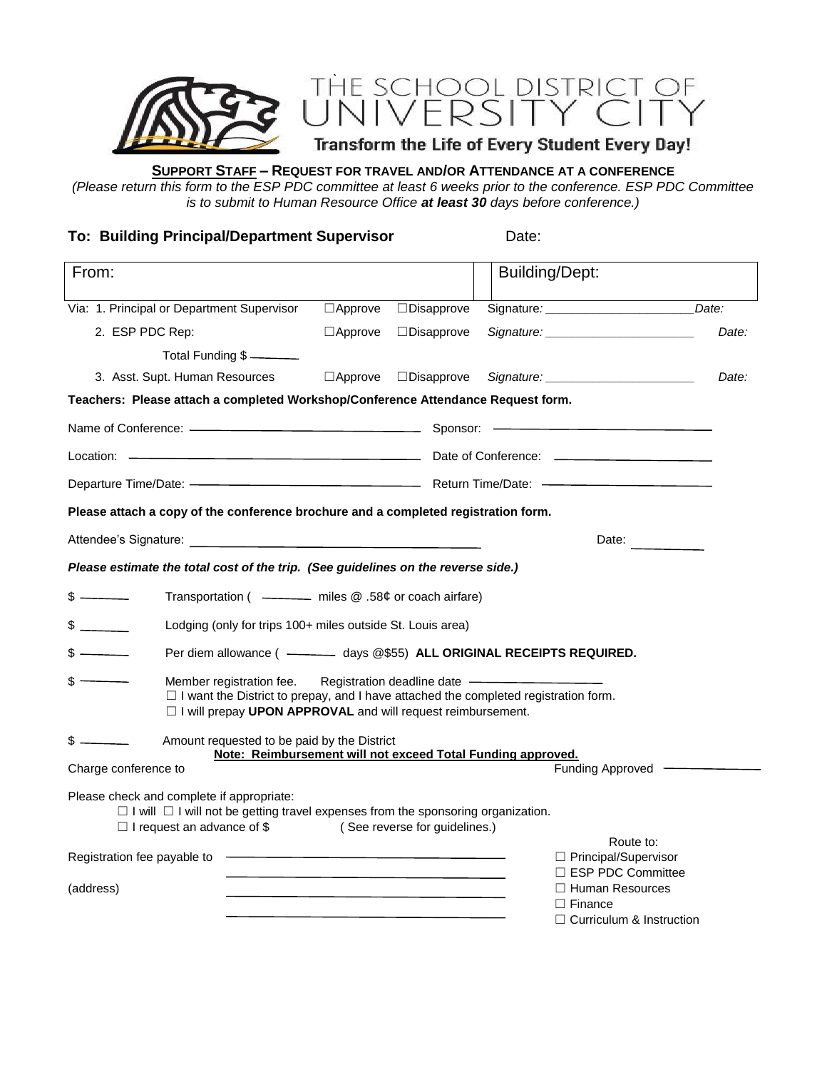# THE SCHOOL DISTRICT OF UNIVERSITY CITY

**Transform the Life of Every Student Every Day!**

## SUPPORT STAFF – REQUEST FOR TRAVEL AND/OR ATTENDANCE AT A CONFERENCE

*(Please return this form to the ESP PDC committee at least 6 weeks prior to the conference. ESP PDC Committee is to submit to Human Resource Office **at least 30** days before conference.)*

**To: Building Principal/Department Supervisor** Date:

| From: | Building/Dept: |
|---|---|

| Via: | | | | |
|---|---|---|---|---|
| 1. Principal or Department Supervisor | ☐Approve | ☐Disapprove | Signature: ______________________ | Date: |
| 2. ESP PDC Rep: | ☐Approve | ☐Disapprove | Signature: ______________________ | Date: |
| Total Funding $ ______ | | | | |
| 3. Asst. Supt. Human Resources | ☐Approve | ☐Disapprove | Signature: ______________________ | Date: |

**Teachers: Please attach a completed Workshop/Conference Attendance Request form.**

Name of Conference: ______________________ Sponsor: ______________________

Location: ______________________ Date of Conference: ______________________

Departure Time/Date: ______________________ Return Time/Date: ______________________

**Please attach a copy of the conference brochure and a completed registration form.**

Attendee's Signature: ______________________ Date: __________

***Please estimate the total cost of the trip. (See guidelines on the reverse side.)***

$ ______ Transportation ( ______ miles @ .58¢ or coach airfare)

$ ______ Lodging (only for trips 100+ miles outside St. Louis area)

$ ______ Per diem allowance ( ______ days @$55) **ALL ORIGINAL RECEIPTS REQUIRED.**

$ ______ Member registration fee. Registration deadline date ______________________
☐ I want the District to prepay, and I have attached the completed registration form.
☐ I will prepay **UPON APPROVAL** and will request reimbursement.

$ ______ Amount requested to be paid by the District
**Note: Reimbursement will not exceed Total Funding approved.**

Charge conference to Funding Approved ______________

Please check and complete if appropriate:
☐ I will ☐ I will not be getting travel expenses from the sponsoring organization.
☐ I request an advance of $ ( See reverse for guidelines.)

Registration fee payable to ______________________

(address) ______________________

Route to:
☐ Principal/Supervisor
☐ ESP PDC Committee
☐ Human Resources
☐ Finance
☐ Curriculum & Instruction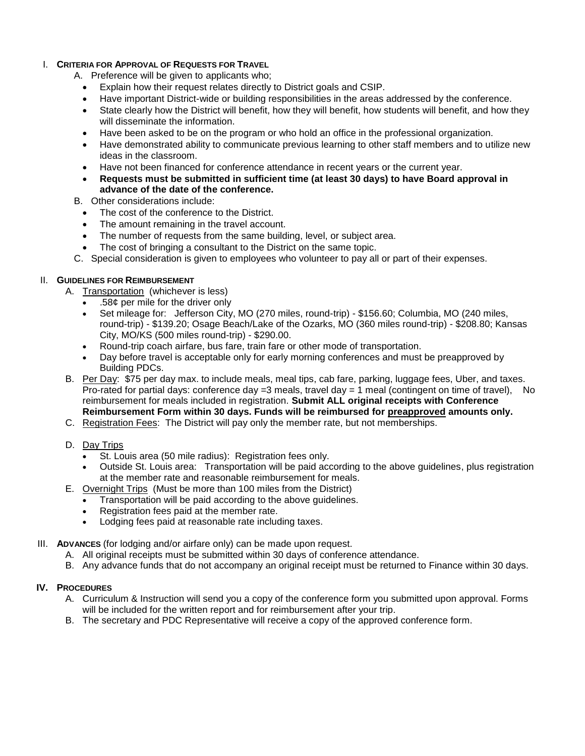I. **CRITERIA FOR APPROVAL OF REQUESTS FOR TRAVEL**

A. Preference will be given to applicants who;

- Explain how their request relates directly to District goals and CSIP.
- Have important District-wide or building responsibilities in the areas addressed by the conference.
- State clearly how the District will benefit, how they will benefit, how students will benefit, and how they will disseminate the information.
- Have been asked to be on the program or who hold an office in the professional organization.
- Have demonstrated ability to communicate previous learning to other staff members and to utilize new ideas in the classroom.
- Have not been financed for conference attendance in recent years or the current year.
- **Requests must be submitted in sufficient time (at least 30 days) to have Board approval in advance of the date of the conference.**

B. Other considerations include:

- The cost of the conference to the District.
- The amount remaining in the travel account.
- The number of requests from the same building, level, or subject area.
- The cost of bringing a consultant to the District on the same topic.

C. Special consideration is given to employees who volunteer to pay all or part of their expenses.

II. **GUIDELINES FOR REIMBURSEMENT**

A. Transportation (whichever is less)

- .58¢ per mile for the driver only
- Set mileage for: Jefferson City, MO (270 miles, round-trip) - $156.60; Columbia, MO (240 miles, round-trip) - $139.20; Osage Beach/Lake of the Ozarks, MO (360 miles round-trip) - $208.80; Kansas City, MO/KS (500 miles round-trip) - $290.00.
- Round-trip coach airfare, bus fare, train fare or other mode of transportation.
- Day before travel is acceptable only for early morning conferences and must be preapproved by Building PDCs.

B. Per Day: $75 per day max. to include meals, meal tips, cab fare, parking, luggage fees, Uber, and taxes. Pro-rated for partial days: conference day =3 meals, travel day = 1 meal (contingent on time of travel), No reimbursement for meals included in registration. **Submit ALL original receipts with Conference Reimbursement Form within 30 days. Funds will be reimbursed for preapproved amounts only.**

C. Registration Fees: The District will pay only the member rate, but not memberships.

D. Day Trips

- St. Louis area (50 mile radius): Registration fees only.
- Outside St. Louis area: Transportation will be paid according to the above guidelines, plus registration at the member rate and reasonable reimbursement for meals.

E. Overnight Trips (Must be more than 100 miles from the District)

- Transportation will be paid according to the above guidelines.
- Registration fees paid at the member rate.
- Lodging fees paid at reasonable rate including taxes.

III. **ADVANCES** (for lodging and/or airfare only) can be made upon request.

A. All original receipts must be submitted within 30 days of conference attendance.

B. Any advance funds that do not accompany an original receipt must be returned to Finance within 30 days.

IV. **PROCEDURES**

A. Curriculum & Instruction will send you a copy of the conference form you submitted upon approval. Forms will be included for the written report and for reimbursement after your trip.

B. The secretary and PDC Representative will receive a copy of the approved conference form.